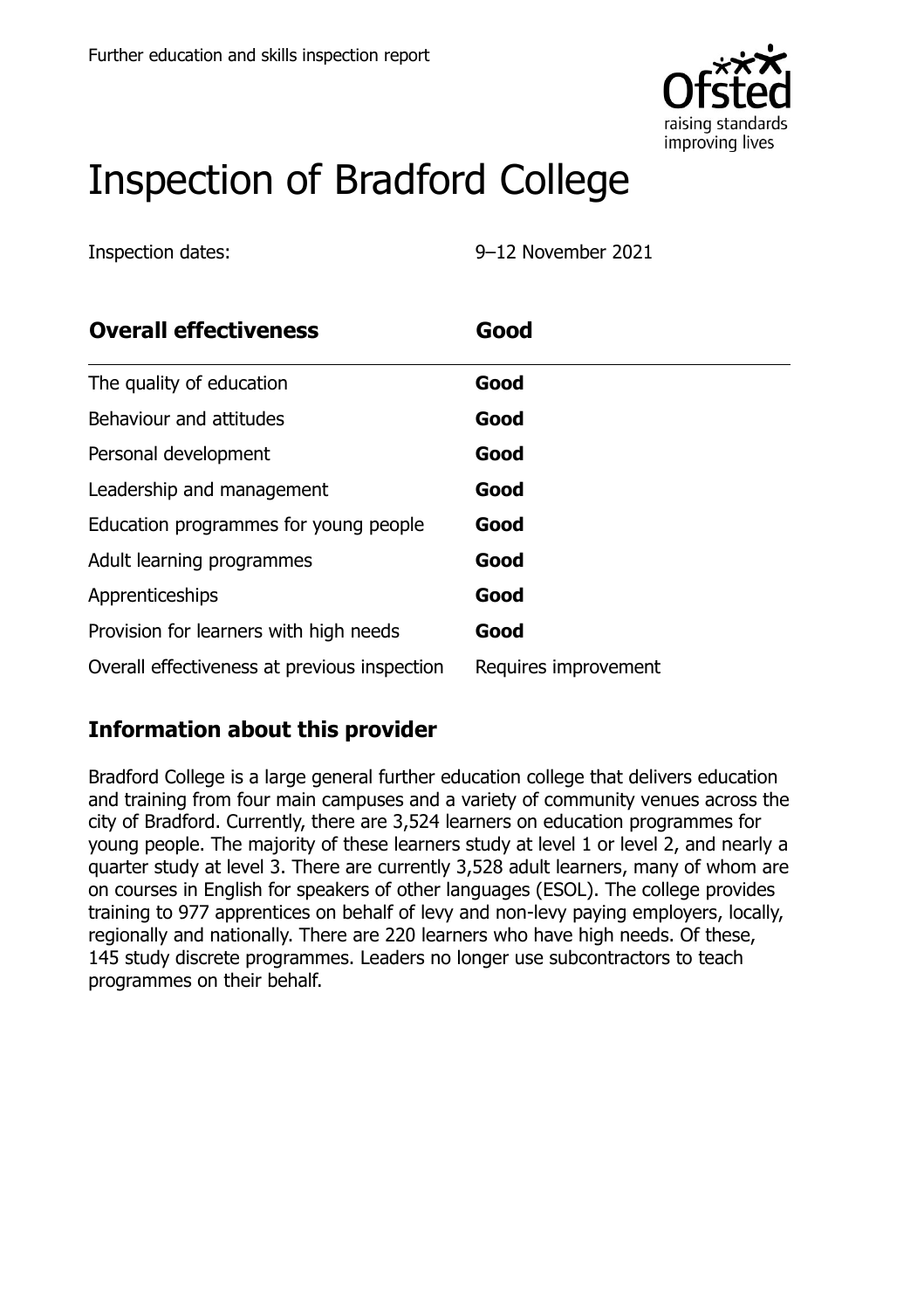Further education and skills inspection report

# Inspection of Bradford College

Inspection dates: 9–12 November 2021

| **Overall effectiveness** | **Good** |
|---|---|
| The quality of education | **Good** |
| Behaviour and attitudes | **Good** |
| Personal development | **Good** |
| Leadership and management | **Good** |
| Education programmes for young people | **Good** |
| Adult learning programmes | **Good** |
| Apprenticeships | **Good** |
| Provision for learners with high needs | **Good** |
| Overall effectiveness at previous inspection | Requires improvement |

## Information about this provider

Bradford College is a large general further education college that delivers education and training from four main campuses and a variety of community venues across the city of Bradford. Currently, there are 3,524 learners on education programmes for young people. The majority of these learners study at level 1 or level 2, and nearly a quarter study at level 3. There are currently 3,528 adult learners, many of whom are on courses in English for speakers of other languages (ESOL). The college provides training to 977 apprentices on behalf of levy and non-levy paying employers, locally, regionally and nationally. There are 220 learners who have high needs. Of these, 145 study discrete programmes. Leaders no longer use subcontractors to teach programmes on their behalf.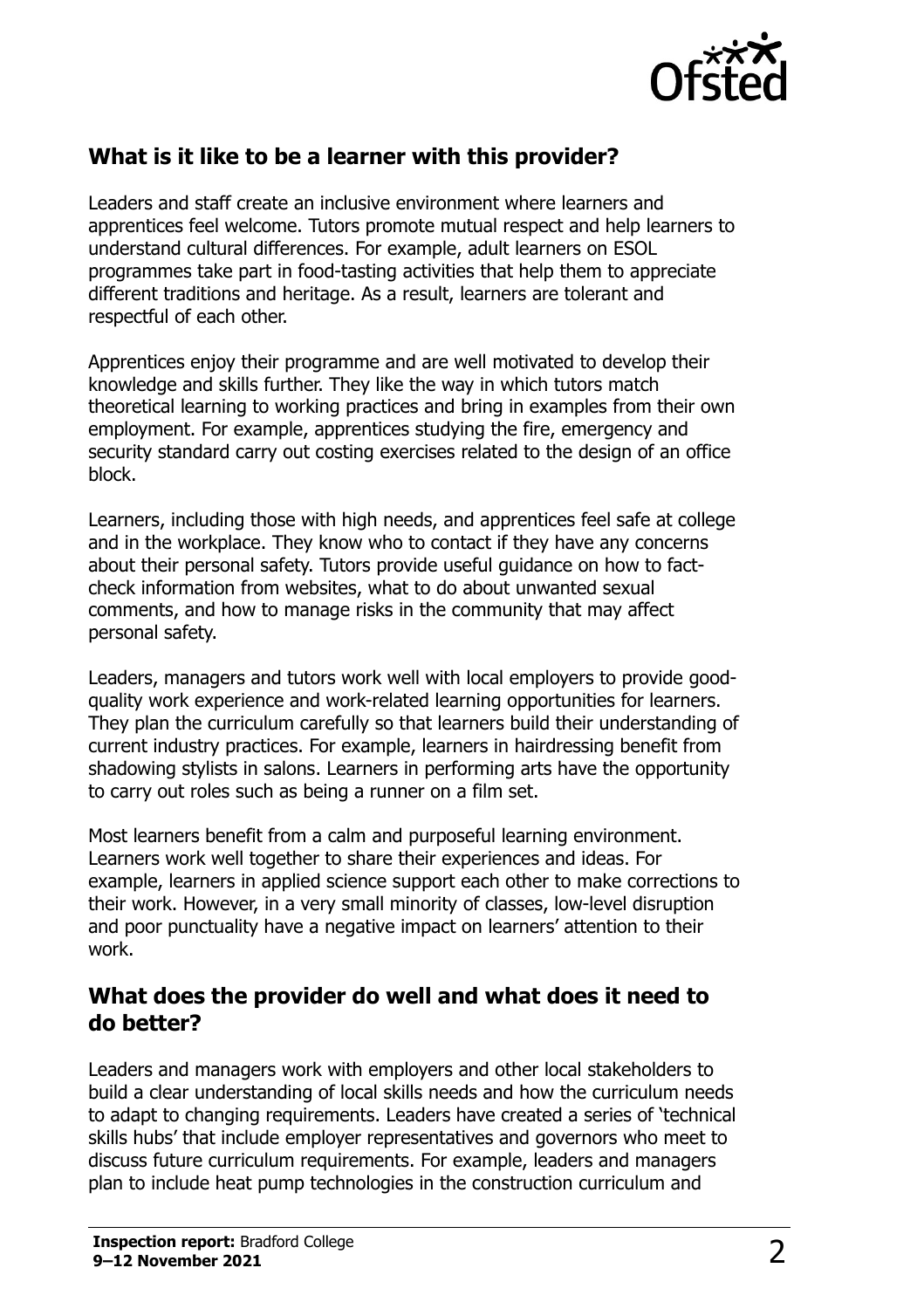## What is it like to be a learner with this provider?

Leaders and staff create an inclusive environment where learners and apprentices feel welcome. Tutors promote mutual respect and help learners to understand cultural differences. For example, adult learners on ESOL programmes take part in food-tasting activities that help them to appreciate different traditions and heritage. As a result, learners are tolerant and respectful of each other.

Apprentices enjoy their programme and are well motivated to develop their knowledge and skills further. They like the way in which tutors match theoretical learning to working practices and bring in examples from their own employment. For example, apprentices studying the fire, emergency and security standard carry out costing exercises related to the design of an office block.

Learners, including those with high needs, and apprentices feel safe at college and in the workplace. They know who to contact if they have any concerns about their personal safety. Tutors provide useful guidance on how to fact-check information from websites, what to do about unwanted sexual comments, and how to manage risks in the community that may affect personal safety.

Leaders, managers and tutors work well with local employers to provide good-quality work experience and work-related learning opportunities for learners. They plan the curriculum carefully so that learners build their understanding of current industry practices. For example, learners in hairdressing benefit from shadowing stylists in salons. Learners in performing arts have the opportunity to carry out roles such as being a runner on a film set.

Most learners benefit from a calm and purposeful learning environment. Learners work well together to share their experiences and ideas. For example, learners in applied science support each other to make corrections to their work. However, in a very small minority of classes, low-level disruption and poor punctuality have a negative impact on learners' attention to their work.

## What does the provider do well and what does it need to do better?

Leaders and managers work with employers and other local stakeholders to build a clear understanding of local skills needs and how the curriculum needs to adapt to changing requirements. Leaders have created a series of 'technical skills hubs' that include employer representatives and governors who meet to discuss future curriculum requirements. For example, leaders and managers plan to include heat pump technologies in the construction curriculum and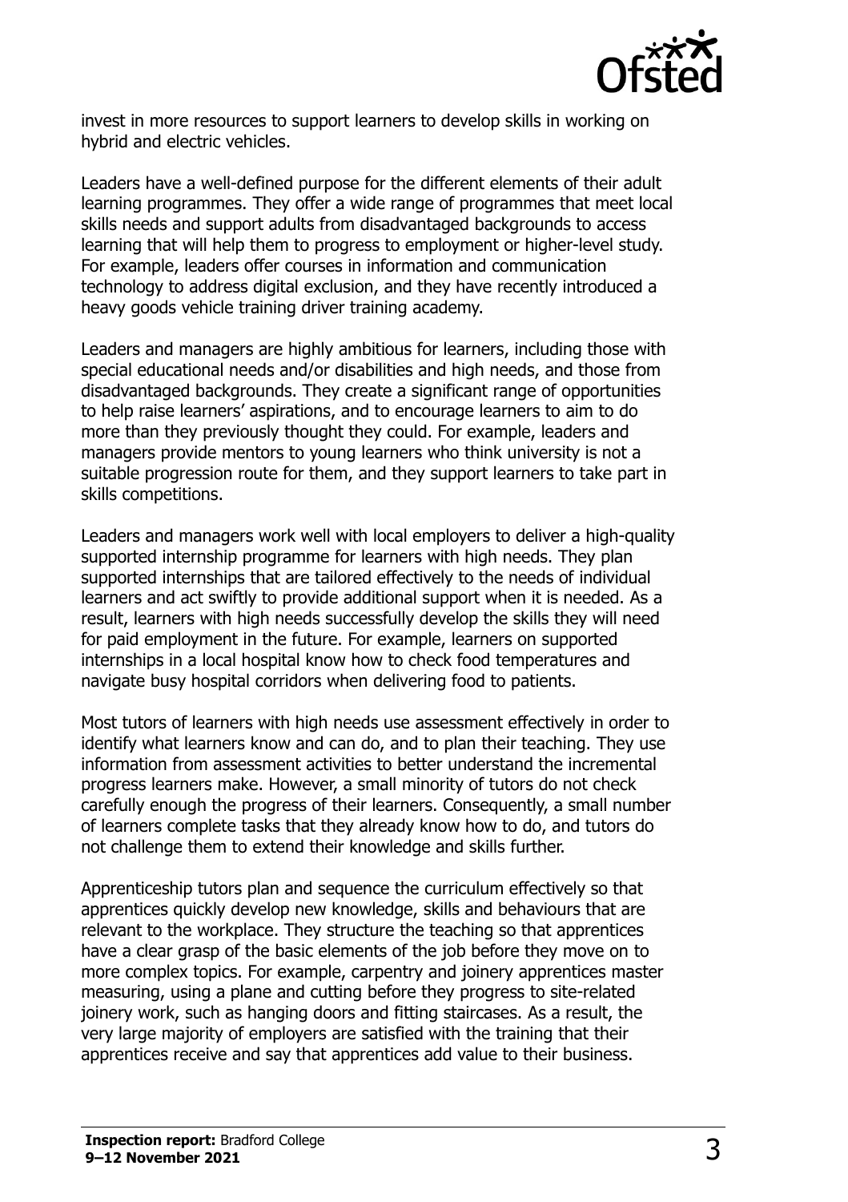invest in more resources to support learners to develop skills in working on hybrid and electric vehicles.

Leaders have a well-defined purpose for the different elements of their adult learning programmes. They offer a wide range of programmes that meet local skills needs and support adults from disadvantaged backgrounds to access learning that will help them to progress to employment or higher-level study. For example, leaders offer courses in information and communication technology to address digital exclusion, and they have recently introduced a heavy goods vehicle training driver training academy.

Leaders and managers are highly ambitious for learners, including those with special educational needs and/or disabilities and high needs, and those from disadvantaged backgrounds. They create a significant range of opportunities to help raise learners' aspirations, and to encourage learners to aim to do more than they previously thought they could. For example, leaders and managers provide mentors to young learners who think university is not a suitable progression route for them, and they support learners to take part in skills competitions.

Leaders and managers work well with local employers to deliver a high-quality supported internship programme for learners with high needs. They plan supported internships that are tailored effectively to the needs of individual learners and act swiftly to provide additional support when it is needed. As a result, learners with high needs successfully develop the skills they will need for paid employment in the future. For example, learners on supported internships in a local hospital know how to check food temperatures and navigate busy hospital corridors when delivering food to patients.

Most tutors of learners with high needs use assessment effectively in order to identify what learners know and can do, and to plan their teaching. They use information from assessment activities to better understand the incremental progress learners make. However, a small minority of tutors do not check carefully enough the progress of their learners. Consequently, a small number of learners complete tasks that they already know how to do, and tutors do not challenge them to extend their knowledge and skills further.

Apprenticeship tutors plan and sequence the curriculum effectively so that apprentices quickly develop new knowledge, skills and behaviours that are relevant to the workplace. They structure the teaching so that apprentices have a clear grasp of the basic elements of the job before they move on to more complex topics. For example, carpentry and joinery apprentices master measuring, using a plane and cutting before they progress to site-related joinery work, such as hanging doors and fitting staircases. As a result, the very large majority of employers are satisfied with the training that their apprentices receive and say that apprentices add value to their business.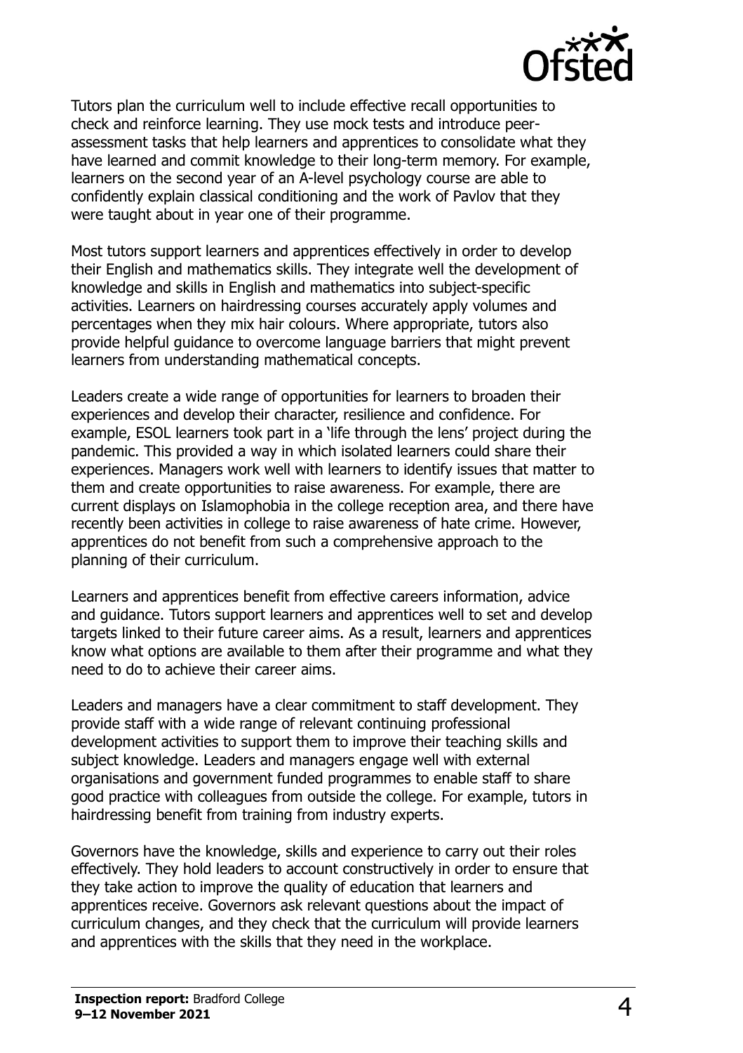Tutors plan the curriculum well to include effective recall opportunities to check and reinforce learning. They use mock tests and introduce peer-assessment tasks that help learners and apprentices to consolidate what they have learned and commit knowledge to their long-term memory. For example, learners on the second year of an A-level psychology course are able to confidently explain classical conditioning and the work of Pavlov that they were taught about in year one of their programme.

Most tutors support learners and apprentices effectively in order to develop their English and mathematics skills. They integrate well the development of knowledge and skills in English and mathematics into subject-specific activities. Learners on hairdressing courses accurately apply volumes and percentages when they mix hair colours. Where appropriate, tutors also provide helpful guidance to overcome language barriers that might prevent learners from understanding mathematical concepts.

Leaders create a wide range of opportunities for learners to broaden their experiences and develop their character, resilience and confidence. For example, ESOL learners took part in a 'life through the lens' project during the pandemic. This provided a way in which isolated learners could share their experiences. Managers work well with learners to identify issues that matter to them and create opportunities to raise awareness. For example, there are current displays on Islamophobia in the college reception area, and there have recently been activities in college to raise awareness of hate crime. However, apprentices do not benefit from such a comprehensive approach to the planning of their curriculum.

Learners and apprentices benefit from effective careers information, advice and guidance. Tutors support learners and apprentices well to set and develop targets linked to their future career aims. As a result, learners and apprentices know what options are available to them after their programme and what they need to do to achieve their career aims.

Leaders and managers have a clear commitment to staff development. They provide staff with a wide range of relevant continuing professional development activities to support them to improve their teaching skills and subject knowledge. Leaders and managers engage well with external organisations and government funded programmes to enable staff to share good practice with colleagues from outside the college. For example, tutors in hairdressing benefit from training from industry experts.

Governors have the knowledge, skills and experience to carry out their roles effectively. They hold leaders to account constructively in order to ensure that they take action to improve the quality of education that learners and apprentices receive. Governors ask relevant questions about the impact of curriculum changes, and they check that the curriculum will provide learners and apprentices with the skills that they need in the workplace.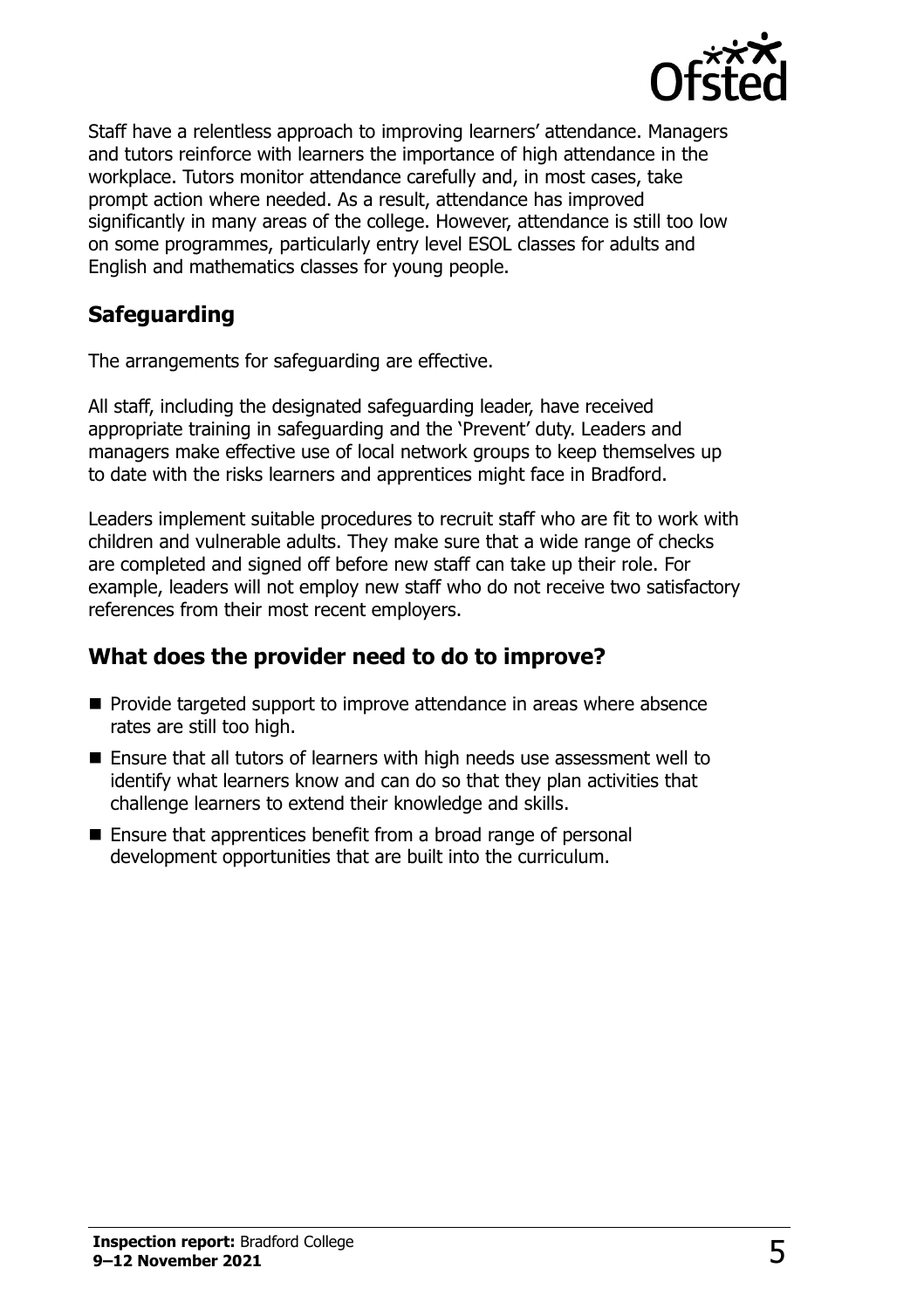Staff have a relentless approach to improving learners' attendance. Managers and tutors reinforce with learners the importance of high attendance in the workplace. Tutors monitor attendance carefully and, in most cases, take prompt action where needed. As a result, attendance has improved significantly in many areas of the college. However, attendance is still too low on some programmes, particularly entry level ESOL classes for adults and English and mathematics classes for young people.

## Safeguarding

The arrangements for safeguarding are effective.

All staff, including the designated safeguarding leader, have received appropriate training in safeguarding and the 'Prevent' duty. Leaders and managers make effective use of local network groups to keep themselves up to date with the risks learners and apprentices might face in Bradford.

Leaders implement suitable procedures to recruit staff who are fit to work with children and vulnerable adults. They make sure that a wide range of checks are completed and signed off before new staff can take up their role. For example, leaders will not employ new staff who do not receive two satisfactory references from their most recent employers.

## What does the provider need to do to improve?

- Provide targeted support to improve attendance in areas where absence rates are still too high.
- Ensure that all tutors of learners with high needs use assessment well to identify what learners know and can do so that they plan activities that challenge learners to extend their knowledge and skills.
- Ensure that apprentices benefit from a broad range of personal development opportunities that are built into the curriculum.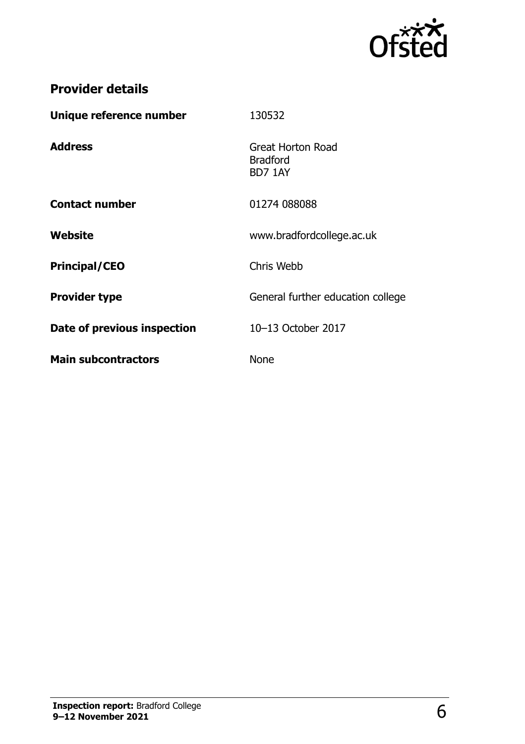## Provider details

| | |
|---|---|
| **Unique reference number** | 130532 |
| **Address** | Great Horton Road<br>Bradford<br>BD7 1AY |
| **Contact number** | 01274 088088 |
| **Website** | www.bradfordcollege.ac.uk |
| **Principal/CEO** | Chris Webb |
| **Provider type** | General further education college |
| **Date of previous inspection** | 10–13 October 2017 |
| **Main subcontractors** | None |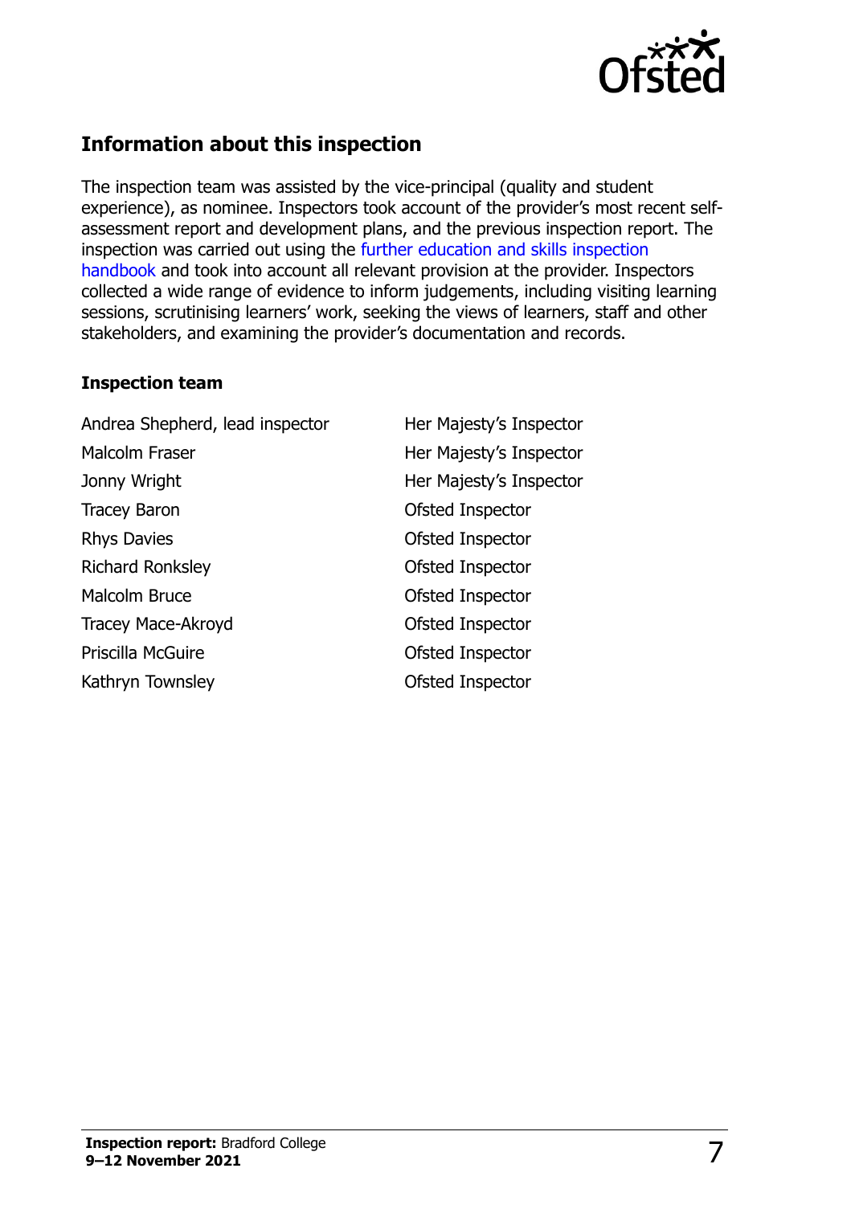## Information about this inspection

The inspection team was assisted by the vice-principal (quality and student experience), as nominee. Inspectors took account of the provider's most recent self-assessment report and development plans, and the previous inspection report. The inspection was carried out using the further education and skills inspection handbook and took into account all relevant provision at the provider. Inspectors collected a wide range of evidence to inform judgements, including visiting learning sessions, scrutinising learners' work, seeking the views of learners, staff and other stakeholders, and examining the provider's documentation and records.

### Inspection team

| | |
|---|---|
| Andrea Shepherd, lead inspector | Her Majesty's Inspector |
| Malcolm Fraser | Her Majesty's Inspector |
| Jonny Wright | Her Majesty's Inspector |
| Tracey Baron | Ofsted Inspector |
| Rhys Davies | Ofsted Inspector |
| Richard Ronksley | Ofsted Inspector |
| Malcolm Bruce | Ofsted Inspector |
| Tracey Mace-Akroyd | Ofsted Inspector |
| Priscilla McGuire | Ofsted Inspector |
| Kathryn Townsley | Ofsted Inspector |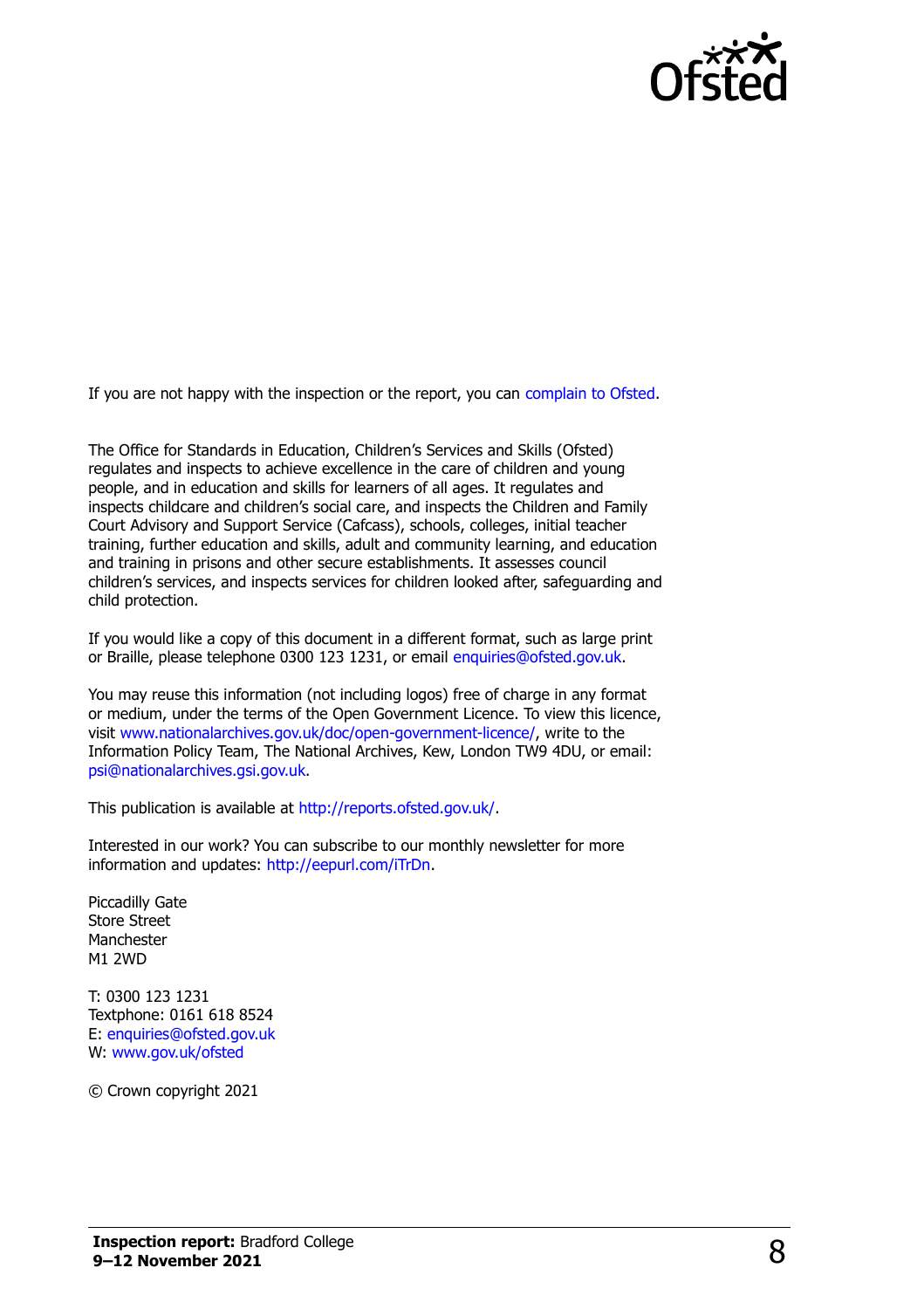If you are not happy with the inspection or the report, you can complain to Ofsted.

The Office for Standards in Education, Children's Services and Skills (Ofsted) regulates and inspects to achieve excellence in the care of children and young people, and in education and skills for learners of all ages. It regulates and inspects childcare and children's social care, and inspects the Children and Family Court Advisory and Support Service (Cafcass), schools, colleges, initial teacher training, further education and skills, adult and community learning, and education and training in prisons and other secure establishments. It assesses council children's services, and inspects services for children looked after, safeguarding and child protection.

If you would like a copy of this document in a different format, such as large print or Braille, please telephone 0300 123 1231, or email enquiries@ofsted.gov.uk.

You may reuse this information (not including logos) free of charge in any format or medium, under the terms of the Open Government Licence. To view this licence, visit www.nationalarchives.gov.uk/doc/open-government-licence/, write to the Information Policy Team, The National Archives, Kew, London TW9 4DU, or email: psi@nationalarchives.gsi.gov.uk.

This publication is available at http://reports.ofsted.gov.uk/.

Interested in our work? You can subscribe to our monthly newsletter for more information and updates: http://eepurl.com/iTrDn.

Piccadilly Gate
Store Street
Manchester
M1 2WD

T: 0300 123 1231
Textphone: 0161 618 8524
E: enquiries@ofsted.gov.uk
W: www.gov.uk/ofsted

© Crown copyright 2021